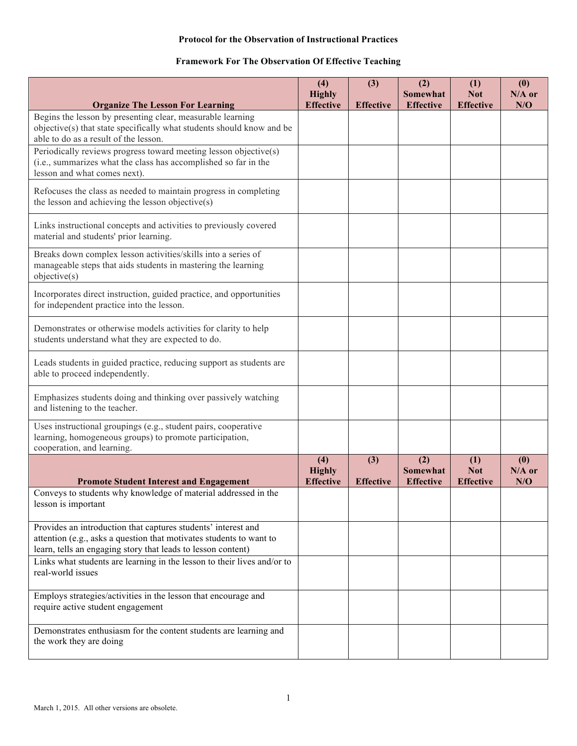# Protocol for the Observation of Instructional Practices

## Framework For The Observation Of Effective Teaching

| Organize The Lesson For Learning | (4) Highly Effective | (3) Effective | (2) Somewhat Effective | (1) Not Effective | (0) N/A or N/O |
|---|---|---|---|---|---|
| Begins the lesson by presenting clear, measurable learning objective(s) that state specifically what students should know and be able to do as a result of the lesson. | | | | | |
| Periodically reviews progress toward meeting lesson objective(s) (i.e., summarizes what the class has accomplished so far in the lesson and what comes next). | | | | | |
| Refocuses the class as needed to maintain progress in completing the lesson and achieving the lesson objective(s) | | | | | |
| Links instructional concepts and activities to previously covered material and students' prior learning. | | | | | |
| Breaks down complex lesson activities/skills into a series of manageable steps that aids students in mastering the learning objective(s) | | | | | |
| Incorporates direct instruction, guided practice, and opportunities for independent practice into the lesson. | | | | | |
| Demonstrates or otherwise models activities for clarity to help students understand what they are expected to do. | | | | | |
| Leads students in guided practice, reducing support as students are able to proceed independently. | | | | | |
| Emphasizes students doing and thinking over passively watching and listening to the teacher. | | | | | |
| Uses instructional groupings (e.g., student pairs, cooperative learning, homogeneous groups) to promote participation, cooperation, and learning. | | | | | |

| Promote Student Interest and Engagement | (4) Highly Effective | (3) Effective | (2) Somewhat Effective | (1) Not Effective | (0) N/A or N/O |
|---|---|---|---|---|---|
| Conveys to students why knowledge of material addressed in the lesson is important | | | | | |
| Provides an introduction that captures students' interest and attention (e.g., asks a question that motivates students to want to learn, tells an engaging story that leads to lesson content) | | | | | |
| Links what students are learning in the lesson to their lives and/or to real-world issues | | | | | |
| Employs strategies/activities in the lesson that encourage and require active student engagement | | | | | |
| Demonstrates enthusiasm for the content students are learning and the work they are doing | | | | | |

March 1, 2015. All other versions are obsolete.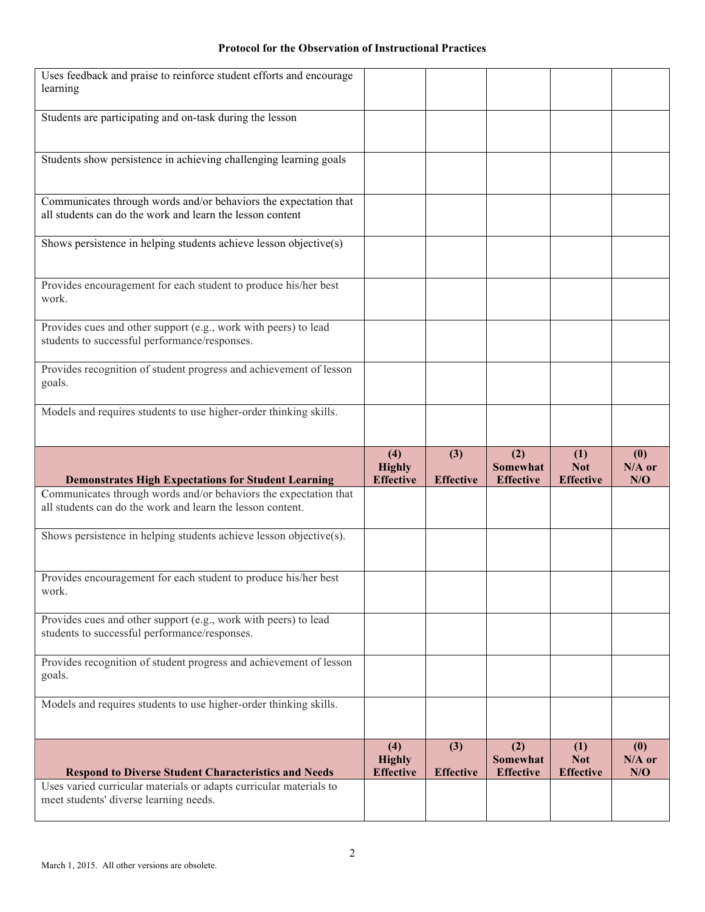| | | | | | |
|---|---|---|---|---|---|
| Uses feedback and praise to reinforce student efforts and encourage learning | | | | | |
| Students are participating and on-task during the lesson | | | | | |
| Students show persistence in achieving challenging learning goals | | | | | |
| Communicates through words and/or behaviors the expectation that all students can do the work and learn the lesson content | | | | | |
| Shows persistence in helping students achieve lesson objective(s) | | | | | |
| Provides encouragement for each student to produce his/her best work. | | | | | |
| Provides cues and other support (e.g., work with peers) to lead students to successful performance/responses. | | | | | |
| Provides recognition of student progress and achievement of lesson goals. | | | | | |
| Models and requires students to use higher-order thinking skills. | | | | | |

| **Demonstrates High Expectations for Student Learning** | **(4) Highly Effective** | **(3) Effective** | **(2) Somewhat Effective** | **(1) Not Effective** | **(0) N/A or N/O** |
|---|---|---|---|---|---|
| Communicates through words and/or behaviors the expectation that all students can do the work and learn the lesson content. | | | | | |
| Shows persistence in helping students achieve lesson objective(s). | | | | | |
| Provides encouragement for each student to produce his/her best work. | | | | | |
| Provides cues and other support (e.g., work with peers) to lead students to successful performance/responses. | | | | | |
| Provides recognition of student progress and achievement of lesson goals. | | | | | |
| Models and requires students to use higher-order thinking skills. | | | | | |

| **Respond to Diverse Student Characteristics and Needs** | **(4) Highly Effective** | **(3) Effective** | **(2) Somewhat Effective** | **(1) Not Effective** | **(0) N/A or N/O** |
|---|---|---|---|---|---|
| Uses varied curricular materials or adapts curricular materials to meet students' diverse learning needs. | | | | | |

March 1, 2015. All other versions are obsolete.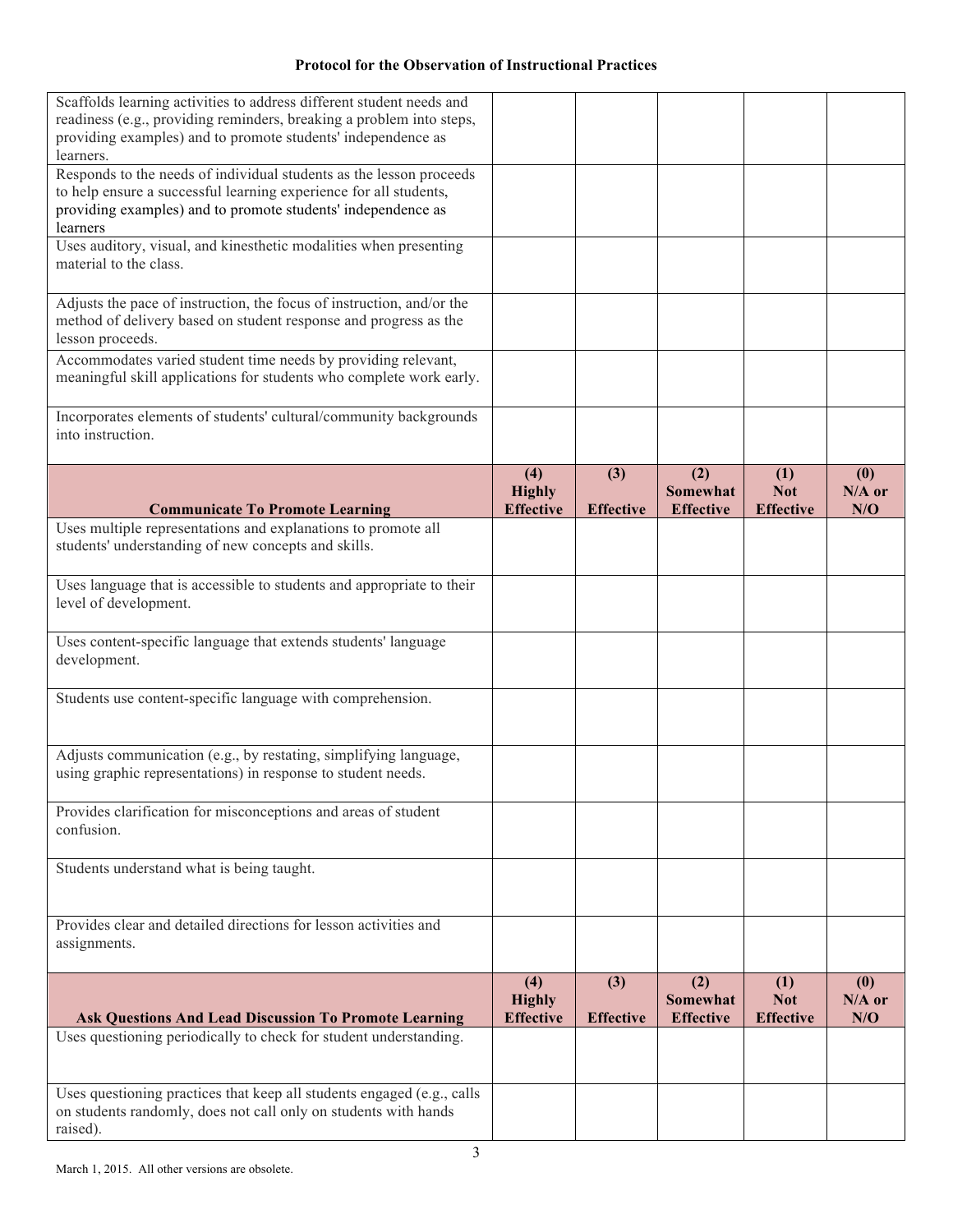| | | | | | |
|---|---|---|---|---|---|
| Scaffolds learning activities to address different student needs and readiness (e.g., providing reminders, breaking a problem into steps, providing examples) and to promote students' independence as learners. | | | | | |
| Responds to the needs of individual students as the lesson proceeds to help ensure a successful learning experience for all students, providing examples) and to promote students' independence as learners | | | | | |
| Uses auditory, visual, and kinesthetic modalities when presenting material to the class. | | | | | |
| Adjusts the pace of instruction, the focus of instruction, and/or the method of delivery based on student response and progress as the lesson proceeds. | | | | | |
| Accommodates varied student time needs by providing relevant, meaningful skill applications for students who complete work early. | | | | | |
| Incorporates elements of students' cultural/community backgrounds into instruction. | | | | | |

| **Communicate To Promote Learning** | **(4) Highly Effective** | **(3) Effective** | **(2) Somewhat Effective** | **(1) Not Effective** | **(0) N/A or N/O** |
|---|---|---|---|---|---|
| Uses multiple representations and explanations to promote all students' understanding of new concepts and skills. | | | | | |
| Uses language that is accessible to students and appropriate to their level of development. | | | | | |
| Uses content-specific language that extends students' language development. | | | | | |
| Students use content-specific language with comprehension. | | | | | |
| Adjusts communication (e.g., by restating, simplifying language, using graphic representations) in response to student needs. | | | | | |
| Provides clarification for misconceptions and areas of student confusion. | | | | | |
| Students understand what is being taught. | | | | | |
| Provides clear and detailed directions for lesson activities and assignments. | | | | | |

| **Ask Questions And Lead Discussion To Promote Learning** | **(4) Highly Effective** | **(3) Effective** | **(2) Somewhat Effective** | **(1) Not Effective** | **(0) N/A or N/O** |
|---|---|---|---|---|---|
| Uses questioning periodically to check for student understanding. | | | | | |
| Uses questioning practices that keep all students engaged (e.g., calls on students randomly, does not call only on students with hands raised). | | | | | |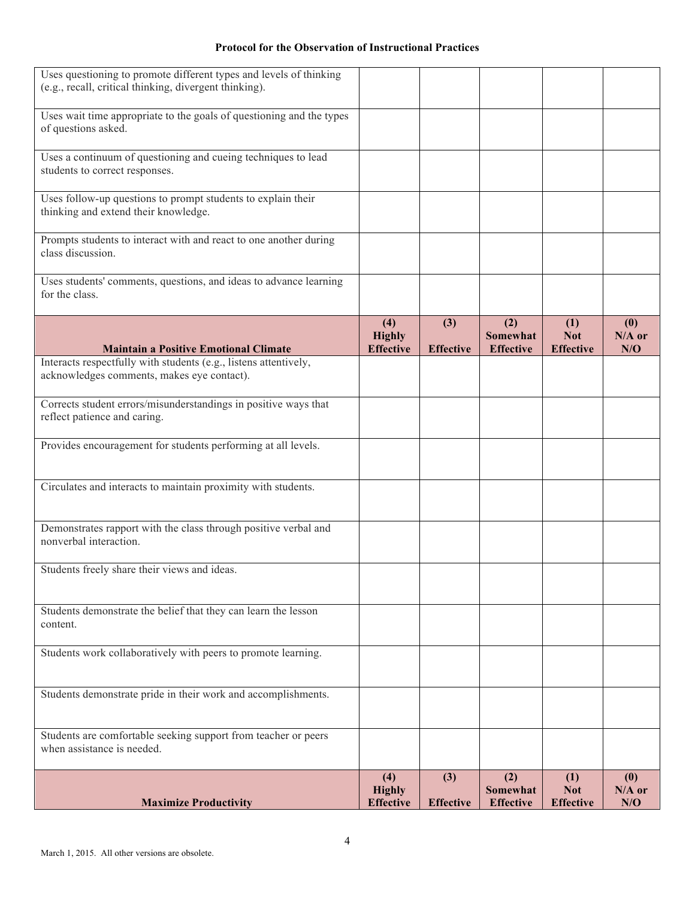**Protocol for the Observation of Instructional Practices**

| | | | | | |
|---|---|---|---|---|---|
| Uses questioning to promote different types and levels of thinking (e.g., recall, critical thinking, divergent thinking). | | | | | |
| Uses wait time appropriate to the goals of questioning and the types of questions asked. | | | | | |
| Uses a continuum of questioning and cueing techniques to lead students to correct responses. | | | | | |
| Uses follow-up questions to prompt students to explain their thinking and extend their knowledge. | | | | | |
| Prompts students to interact with and react to one another during class discussion. | | | | | |
| Uses students' comments, questions, and ideas to advance learning for the class. | | | | | |
| **Maintain a Positive Emotional Climate** | **(4) Highly Effective** | **(3) Effective** | **(2) Somewhat Effective** | **(1) Not Effective** | **(0) N/A or N/O** |
| Interacts respectfully with students (e.g., listens attentively, acknowledges comments, makes eye contact). | | | | | |
| Corrects student errors/misunderstandings in positive ways that reflect patience and caring. | | | | | |
| Provides encouragement for students performing at all levels. | | | | | |
| Circulates and interacts to maintain proximity with students. | | | | | |
| Demonstrates rapport with the class through positive verbal and nonverbal interaction. | | | | | |
| Students freely share their views and ideas. | | | | | |
| Students demonstrate the belief that they can learn the lesson content. | | | | | |
| Students work collaboratively with peers to promote learning. | | | | | |
| Students demonstrate pride in their work and accomplishments. | | | | | |
| Students are comfortable seeking support from teacher or peers when assistance is needed. | | | | | |
| **Maximize Productivity** | **(4) Highly Effective** | **(3) Effective** | **(2) Somewhat Effective** | **(1) Not Effective** | **(0) N/A or N/O** |

March 1, 2015. All other versions are obsolete.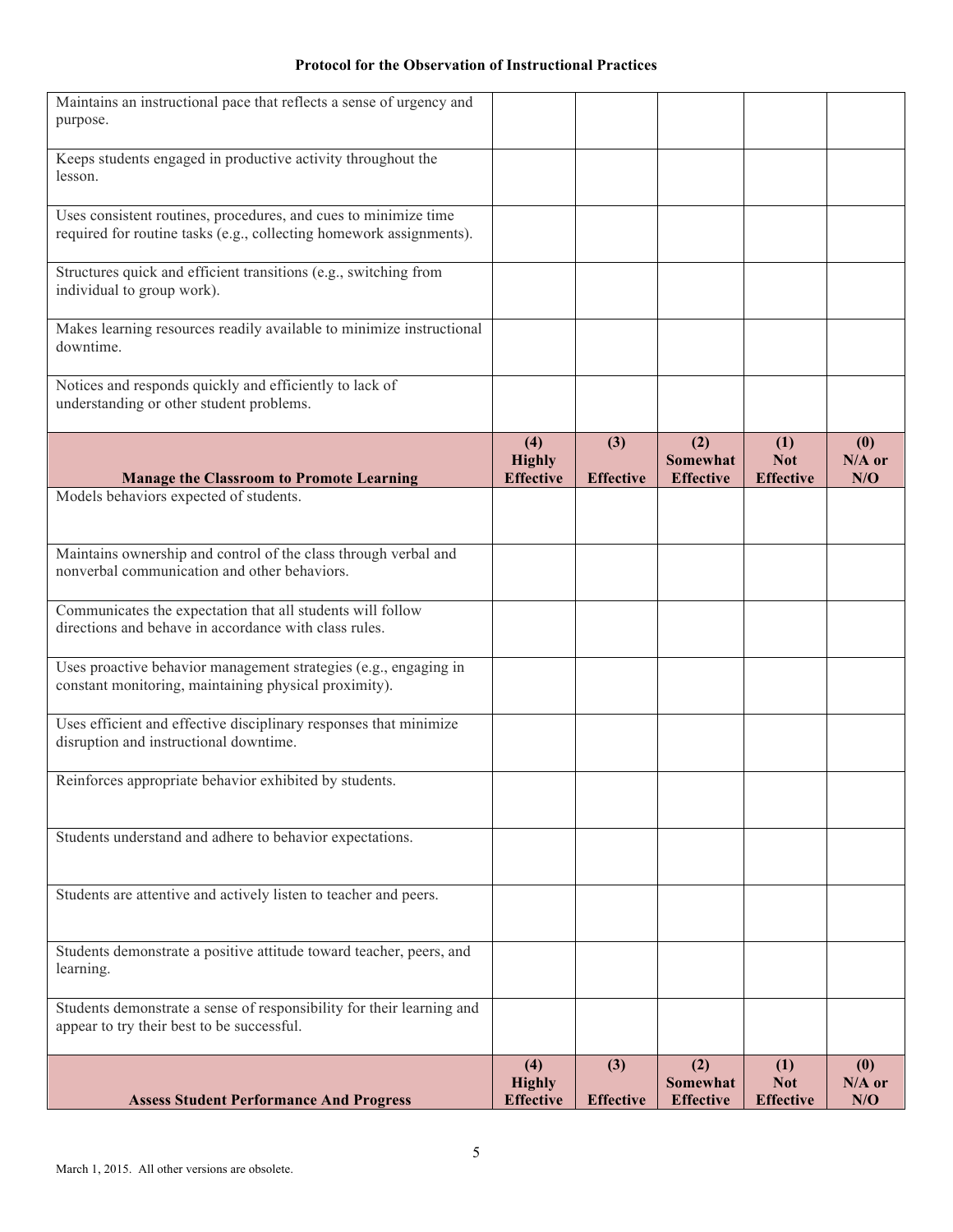**Protocol for the Observation of Instructional Practices**

| | | | | | |
|---|---|---|---|---|---|
| Maintains an instructional pace that reflects a sense of urgency and purpose. | | | | | |
| Keeps students engaged in productive activity throughout the lesson. | | | | | |
| Uses consistent routines, procedures, and cues to minimize time required for routine tasks (e.g., collecting homework assignments). | | | | | |
| Structures quick and efficient transitions (e.g., switching from individual to group work). | | | | | |
| Makes learning resources readily available to minimize instructional downtime. | | | | | |
| Notices and responds quickly and efficiently to lack of understanding or other student problems. | | | | | |

| **Manage the Classroom to Promote Learning** | **(4) Highly Effective** | **(3) Effective** | **(2) Somewhat Effective** | **(1) Not Effective** | **(0) N/A or N/O** |
|---|---|---|---|---|---|
| Models behaviors expected of students. | | | | | |
| Maintains ownership and control of the class through verbal and nonverbal communication and other behaviors. | | | | | |
| Communicates the expectation that all students will follow directions and behave in accordance with class rules. | | | | | |
| Uses proactive behavior management strategies (e.g., engaging in constant monitoring, maintaining physical proximity). | | | | | |
| Uses efficient and effective disciplinary responses that minimize disruption and instructional downtime. | | | | | |
| Reinforces appropriate behavior exhibited by students. | | | | | |
| Students understand and adhere to behavior expectations. | | | | | |
| Students are attentive and actively listen to teacher and peers. | | | | | |
| Students demonstrate a positive attitude toward teacher, peers, and learning. | | | | | |
| Students demonstrate a sense of responsibility for their learning and appear to try their best to be successful. | | | | | |

| **Assess Student Performance And Progress** | **(4) Highly Effective** | **(3) Effective** | **(2) Somewhat Effective** | **(1) Not Effective** | **(0) N/A or N/O** |
|---|---|---|---|---|---|

March 1, 2015. All other versions are obsolete.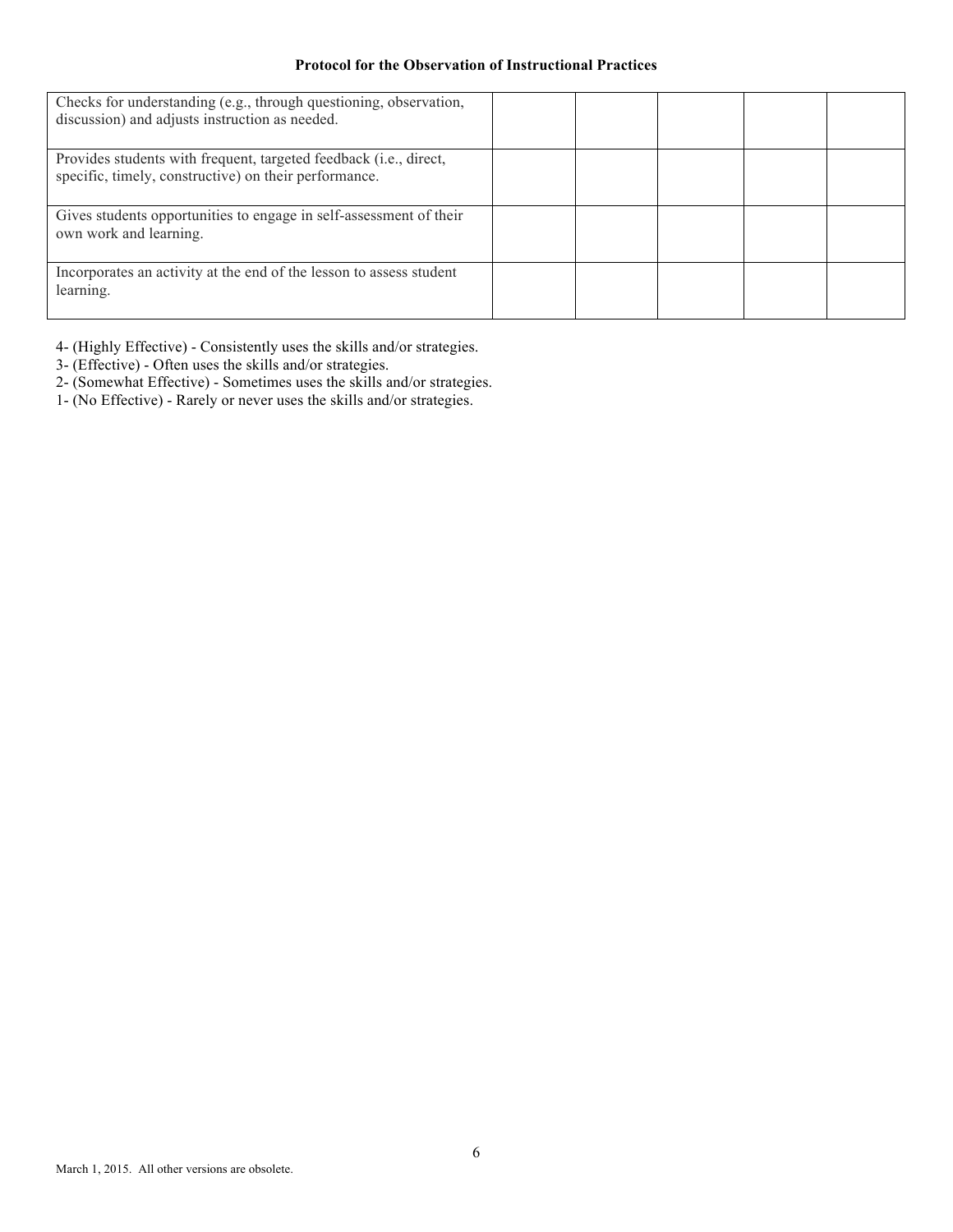**Protocol for the Observation of Instructional Practices**

| | | | | | |
|---|---|---|---|---|---|
| Checks for understanding (e.g., through questioning, observation, discussion) and adjusts instruction as needed. | | | | | |
| Provides students with frequent, targeted feedback (i.e., direct, specific, timely, constructive) on their performance. | | | | | |
| Gives students opportunities to engage in self-assessment of their own work and learning. | | | | | |
| Incorporates an activity at the end of the lesson to assess student learning. | | | | | |

4- (Highly Effective) - Consistently uses the skills and/or strategies.
3- (Effective) - Often uses the skills and/or strategies.
2- (Somewhat Effective) - Sometimes uses the skills and/or strategies.
1- (No Effective) - Rarely or never uses the skills and/or strategies.

March 1, 2015. All other versions are obsolete.